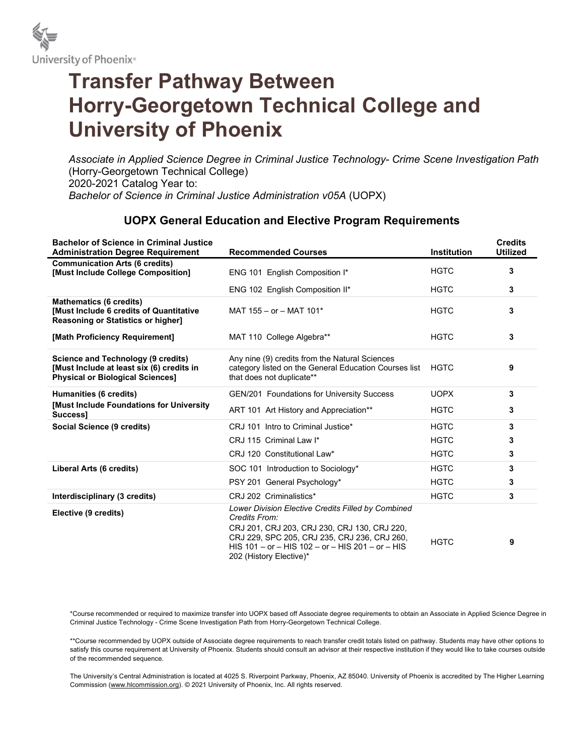University of Phoenix®

# Transfer Pathway Between Horry-Georgetown Technical College and University of Phoenix

*Associate in Applied Science Degree in Criminal Justice Technology- Crime Scene Investigation Path* (Horry-Georgetown Technical College)
2020-2021 Catalog Year to:
*Bachelor of Science in Criminal Justice Administration v05A* (UOPX)

## UOPX General Education and Elective Program Requirements

| Bachelor of Science in Criminal Justice Administration Degree Requirement | Recommended Courses | Institution | Credits Utilized |
|---|---|---|---|
| **Communication Arts (6 credits) [Must Include College Composition]** | ENG 101 English Composition I* | HGTC | 3 |
| | ENG 102 English Composition II* | HGTC | 3 |
| **Mathematics (6 credits) [Must Include 6 credits of Quantitative Reasoning or Statistics or higher]** | MAT 155 – or – MAT 101* | HGTC | 3 |
| **[Math Proficiency Requirement]** | MAT 110 College Algebra** | HGTC | 3 |
| **Science and Technology (9 credits) [Must Include at least six (6) credits in Physical or Biological Sciences]** | Any nine (9) credits from the Natural Sciences category listed on the General Education Courses list that does not duplicate** | HGTC | 9 |
| **Humanities (6 credits) [Must Include Foundations for University Success]** | GEN/201 Foundations for University Success | UOPX | 3 |
| | ART 101 Art History and Appreciation** | HGTC | 3 |
| **Social Science (9 credits)** | CRJ 101 Intro to Criminal Justice* | HGTC | 3 |
| | CRJ 115 Criminal Law I* | HGTC | 3 |
| | CRJ 120 Constitutional Law* | HGTC | 3 |
| **Liberal Arts (6 credits)** | SOC 101 Introduction to Sociology* | HGTC | 3 |
| | PSY 201 General Psychology* | HGTC | 3 |
| **Interdisciplinary (3 credits)** | CRJ 202 Criminalistics* | HGTC | 3 |
| **Elective (9 credits)** | *Lower Division Elective Credits Filled by Combined Credits From:* CRJ 201, CRJ 203, CRJ 230, CRJ 130, CRJ 220, CRJ 229, SPC 205, CRJ 235, CRJ 236, CRJ 260, HIS 101 – or – HIS 102 – or – HIS 201 – or – HIS 202 (History Elective)* | HGTC | 9 |

*Course recommended or required to maximize transfer into UOPX based off Associate degree requirements to obtain an Associate in Applied Science Degree in Criminal Justice Technology - Crime Scene Investigation Path from Horry-Georgetown Technical College.

**Course recommended by UOPX outside of Associate degree requirements to reach transfer credit totals listed on pathway. Students may have other options to satisfy this course requirement at University of Phoenix. Students should consult an advisor at their respective institution if they would like to take courses outside of the recommended sequence.

The University's Central Administration is located at 4025 S. Riverpoint Parkway, Phoenix, AZ 85040. University of Phoenix is accredited by The Higher Learning Commission (www.hlcommission.org). © 2021 University of Phoenix, Inc. All rights reserved.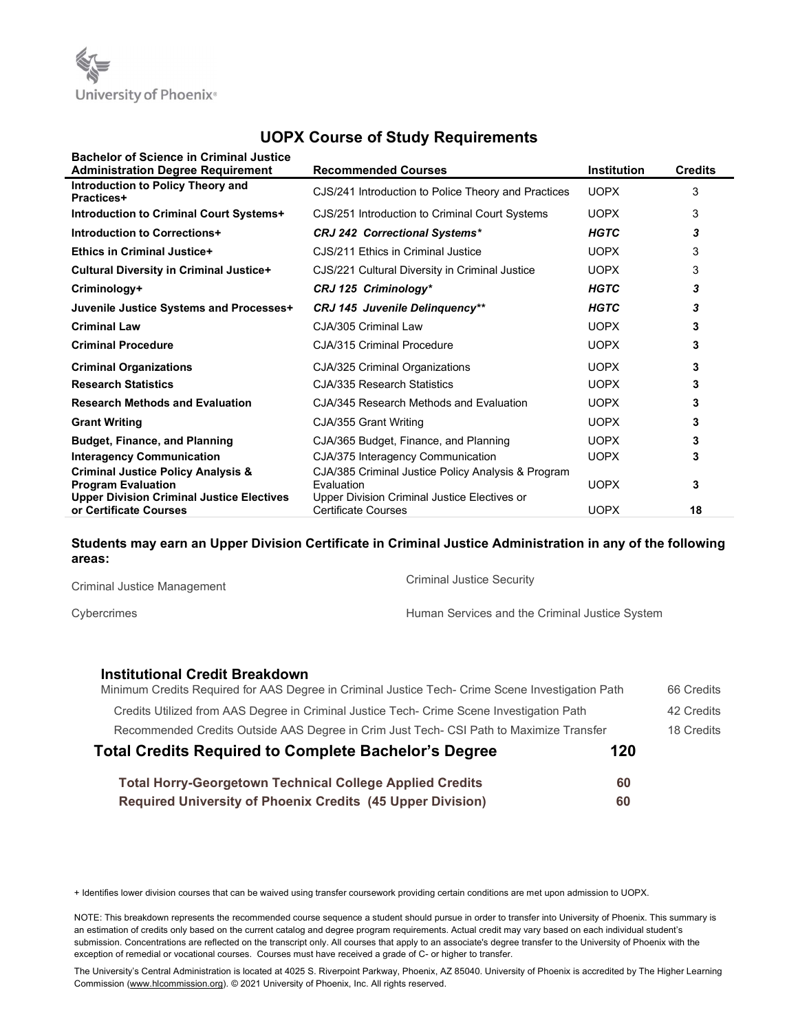University of Phoenix®

## UOPX Course of Study Requirements

| Bachelor of Science in Criminal Justice Administration Degree Requirement | Recommended Courses | Institution | Credits |
|---|---|---|---|
| **Introduction to Policy Theory and Practices+** | CJS/241 Introduction to Police Theory and Practices | UOPX | 3 |
| **Introduction to Criminal Court Systems+** | CJS/251 Introduction to Criminal Court Systems | UOPX | 3 |
| **Introduction to Corrections+** | ***CRJ 242 Correctional Systems**** | ***HGTC*** | ***3*** |
| **Ethics in Criminal Justice+** | CJS/211 Ethics in Criminal Justice | UOPX | 3 |
| **Cultural Diversity in Criminal Justice+** | CJS/221 Cultural Diversity in Criminal Justice | UOPX | 3 |
| **Criminology+** | ***CRJ 125 Criminology**** | ***HGTC*** | ***3*** |
| **Juvenile Justice Systems and Processes+** | ***CRJ 145 Juvenile Delinquency***** | ***HGTC*** | ***3*** |
| **Criminal Law** | CJA/305 Criminal Law | UOPX | **3** |
| **Criminal Procedure** | CJA/315 Criminal Procedure | UOPX | **3** |
| **Criminal Organizations** | CJA/325 Criminal Organizations | UOPX | **3** |
| **Research Statistics** | CJA/335 Research Statistics | UOPX | **3** |
| **Research Methods and Evaluation** | CJA/345 Research Methods and Evaluation | UOPX | **3** |
| **Grant Writing** | CJA/355 Grant Writing | UOPX | **3** |
| **Budget, Finance, and Planning** | CJA/365 Budget, Finance, and Planning | UOPX | **3** |
| **Interagency Communication** | CJA/375 Interagency Communication | UOPX | **3** |
| **Criminal Justice Policy Analysis & Program Evaluation** | CJA/385 Criminal Justice Policy Analysis & Program Evaluation | UOPX | **3** |
| **Upper Division Criminal Justice Electives or Certificate Courses** | Upper Division Criminal Justice Electives or Certificate Courses | UOPX | **18** |

**Students may earn an Upper Division Certificate in Criminal Justice Administration in any of the following areas:**

Criminal Justice Management

Criminal Justice Security

Cybercrimes

Human Services and the Criminal Justice System

### Institutional Credit Breakdown

| | |
|---|---|
| Minimum Credits Required for AAS Degree in Criminal Justice Tech- Crime Scene Investigation Path | 66 Credits |
| Credits Utilized from AAS Degree in Criminal Justice Tech- Crime Scene Investigation Path | 42 Credits |
| Recommended Credits Outside AAS Degree in Crim Just Tech- CSI Path to Maximize Transfer | 18 Credits |

| | |
|---|---|
| **Total Credits Required to Complete Bachelor's Degree** | **120** |
| **Total Horry-Georgetown Technical College Applied Credits** | **60** |
| **Required University of Phoenix Credits (45 Upper Division)** | **60** |

+ Identifies lower division courses that can be waived using transfer coursework providing certain conditions are met upon admission to UOPX.

NOTE: This breakdown represents the recommended course sequence a student should pursue in order to transfer into University of Phoenix. This summary is an estimation of credits only based on the current catalog and degree program requirements. Actual credit may vary based on each individual student's submission. Concentrations are reflected on the transcript only. All courses that apply to an associate's degree transfer to the University of Phoenix with the exception of remedial or vocational courses. Courses must have received a grade of C- or higher to transfer.

The University's Central Administration is located at 4025 S. Riverpoint Parkway, Phoenix, AZ 85040. University of Phoenix is accredited by The Higher Learning Commission (www.hlcommission.org). © 2021 University of Phoenix, Inc. All rights reserved.